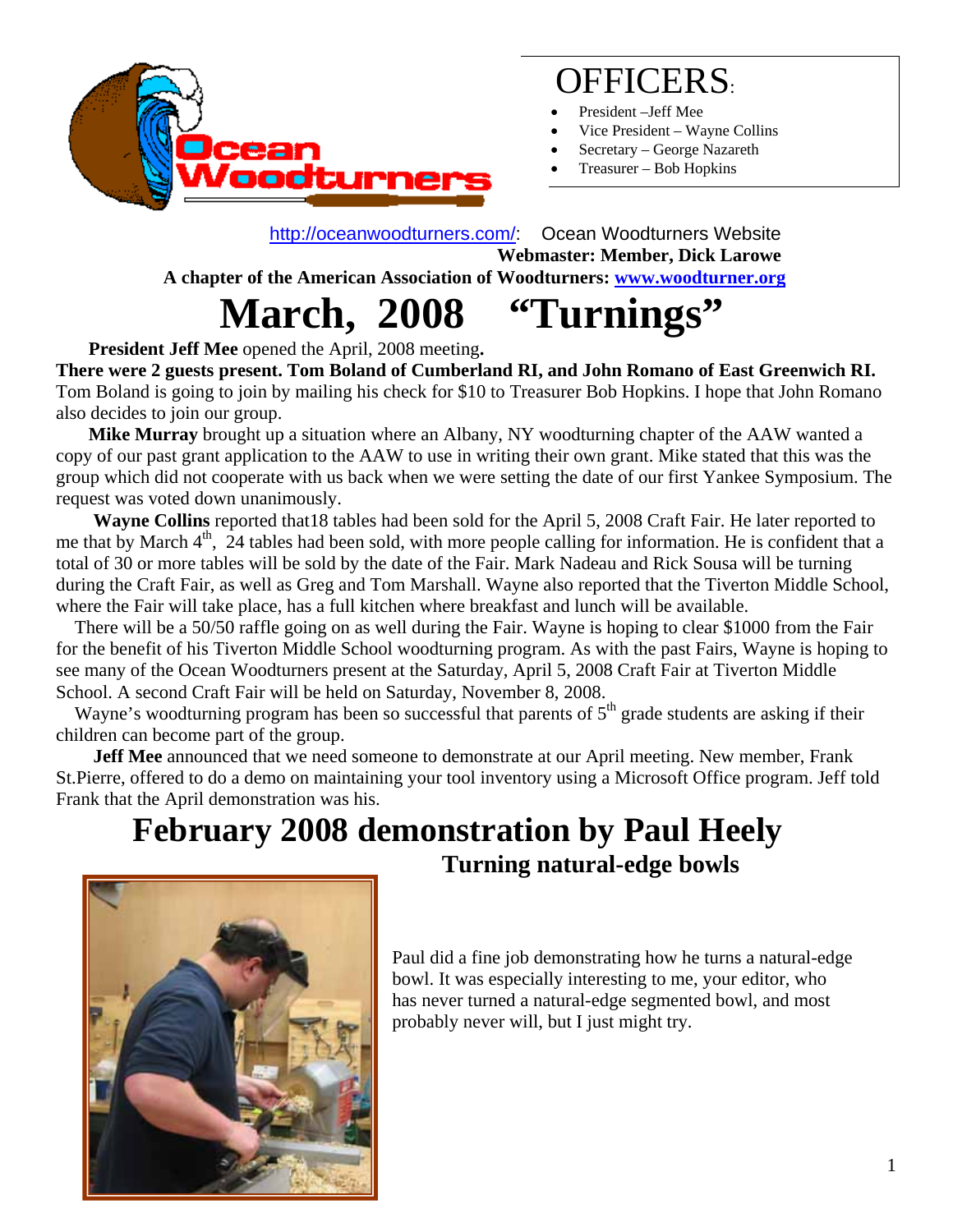# OFFICERS:

- President –Jeff Mee
- Vice President – Wayne Collins
- Secretary – George Nazareth
- Treasurer – Bob Hopkins

http://oceanwoodturners.com/: Ocean Woodturners Website

**Webmaster: Member, Dick Larowe**

**A chapter of the American Association of Woodturners: www.woodturner.org**

# March, 2008 "Turnings"

**President Jeff Mee** opened the April, 2008 meeting**.**

**There were 2 guests present. Tom Boland of Cumberland RI, and John Romano of East Greenwich RI.** Tom Boland is going to join by mailing his check for $10 to Treasurer Bob Hopkins. I hope that John Romano also decides to join our group.

**Mike Murray** brought up a situation where an Albany, NY woodturning chapter of the AAW wanted a copy of our past grant application to the AAW to use in writing their own grant. Mike stated that this was the group which did not cooperate with us back when we were setting the date of our first Yankee Symposium. The request was voted down unanimously.

**Wayne Collins** reported that18 tables had been sold for the April 5, 2008 Craft Fair. He later reported to me that by March 4th, 24 tables had been sold, with more people calling for information. He is confident that a total of 30 or more tables will be sold by the date of the Fair. Mark Nadeau and Rick Sousa will be turning during the Craft Fair, as well as Greg and Tom Marshall. Wayne also reported that the Tiverton Middle School, where the Fair will take place, has a full kitchen where breakfast and lunch will be available.

There will be a 50/50 raffle going on as well during the Fair. Wayne is hoping to clear $1000 from the Fair for the benefit of his Tiverton Middle School woodturning program. As with the past Fairs, Wayne is hoping to see many of the Ocean Woodturners present at the Saturday, April 5, 2008 Craft Fair at Tiverton Middle School. A second Craft Fair will be held on Saturday, November 8, 2008.

Wayne's woodturning program has been so successful that parents of 5th grade students are asking if their children can become part of the group.

**Jeff Mee** announced that we need someone to demonstrate at our April meeting. New member, Frank St.Pierre, offered to do a demo on maintaining your tool inventory using a Microsoft Office program. Jeff told Frank that the April demonstration was his.

## February 2008 demonstration by Paul Heely

### Turning natural-edge bowls

Paul did a fine job demonstrating how he turns a natural-edge bowl. It was especially interesting to me, your editor, who has never turned a natural-edge segmented bowl, and most probably never will, but I just might try.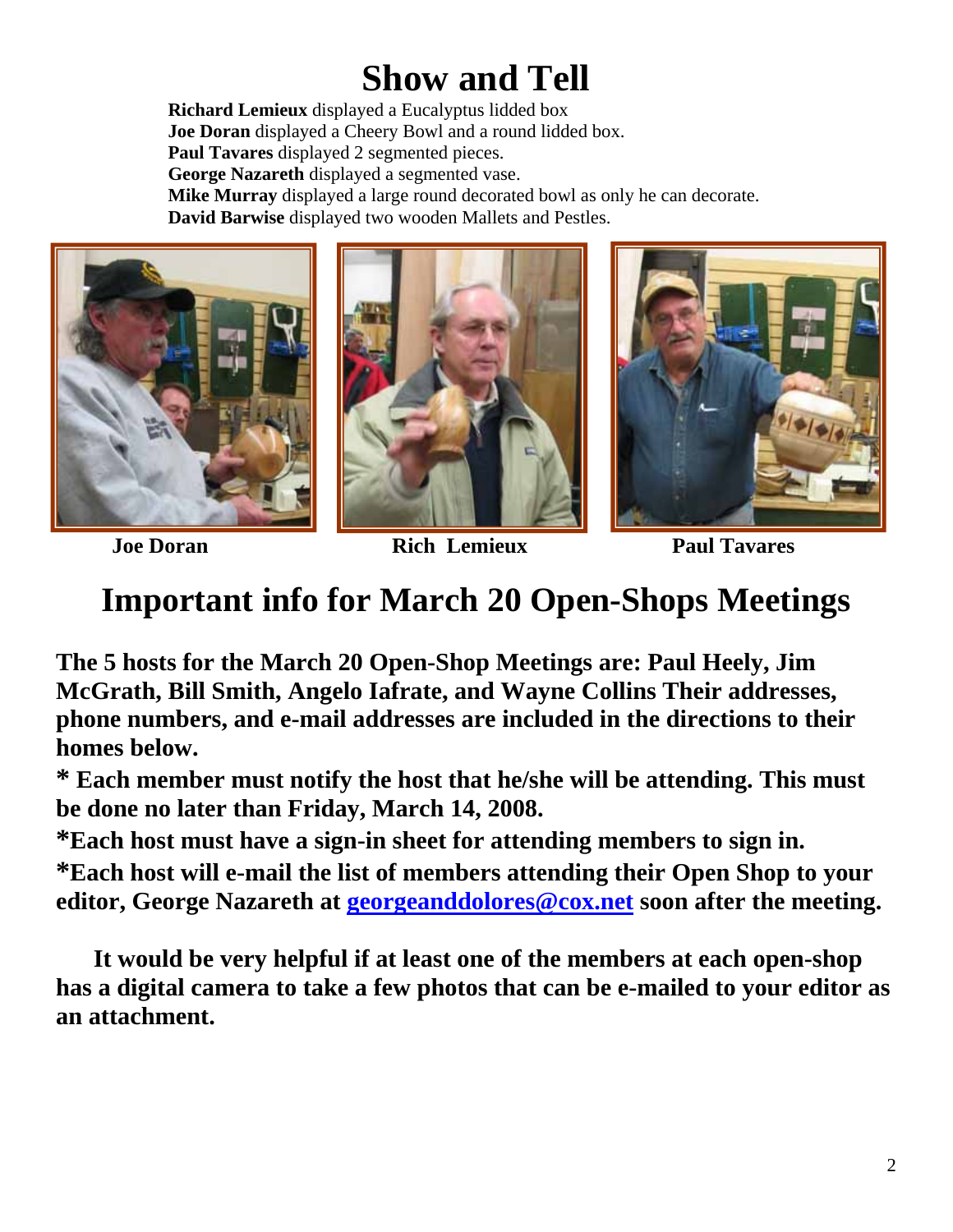# Show and Tell

**Richard Lemieux** displayed a Eucalyptus lidded box
**Joe Doran** displayed a Cheery Bowl and a round lidded box.
**Paul Tavares** displayed 2 segmented pieces.
**George Nazareth** displayed a segmented vase.
**Mike Murray** displayed a large round decorated bowl as only he can decorate.
**David Barwise** displayed two wooden Mallets and Pestles.

**Joe Doran** **Rich Lemieux** **Paul Tavares**

# Important info for March 20 Open-Shops Meetings

**The 5 hosts for the March 20 Open-Shop Meetings are: Paul Heely, Jim McGrath, Bill Smith, Angelo Iafrate, and Wayne Collins Their addresses, phone numbers, and e-mail addresses are included in the directions to their homes below.**

**\* Each member must notify the host that he/she will be attending. This must be done no later than Friday, March 14, 2008.**

**\*Each host must have a sign-in sheet for attending members to sign in.**

**\*Each host will e-mail the list of members attending their Open Shop to your editor, George Nazareth at [georgeanddolores@cox.net](mailto:georgeanddolores@cox.net) soon after the meeting.**

**It would be very helpful if at least one of the members at each open-shop has a digital camera to take a few photos that can be e-mailed to your editor as an attachment.**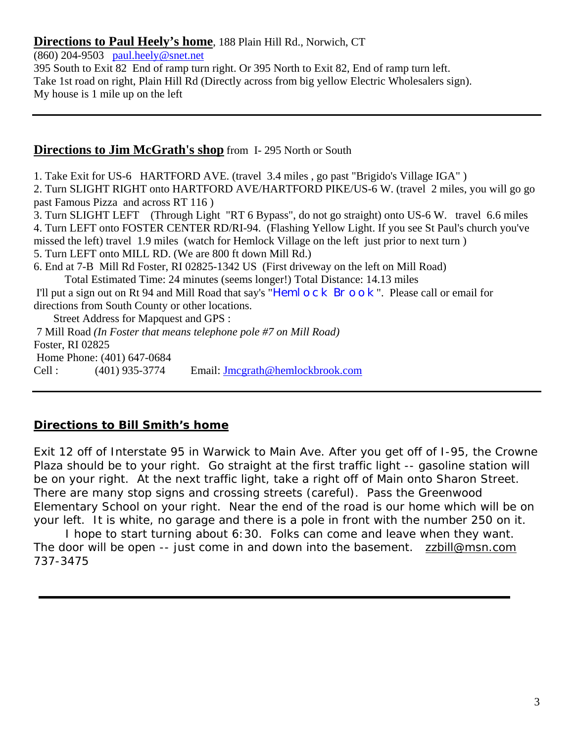**Directions to Paul Heely's home**, 188 Plain Hill Rd., Norwich, CT

(860) 204-9503 paul.heely@snet.net

395 South to Exit 82 End of ramp turn right. Or 395 North to Exit 82, End of ramp turn left.

Take 1st road on right, Plain Hill Rd (Directly across from big yellow Electric Wholesalers sign).

My house is 1 mile up on the left

---

**Directions to Jim McGrath's shop** from I- 295 North or South

1. Take Exit for US-6 HARTFORD AVE. (travel 3.4 miles , go past "Brigido's Village IGA" )
2. Turn SLIGHT RIGHT onto HARTFORD AVE/HARTFORD PIKE/US-6 W. (travel 2 miles, you will go go past Famous Pizza and across RT 116 )
3. Turn SLIGHT LEFT (Through Light "RT 6 Bypass", do not go straight) onto US-6 W. travel 6.6 miles
4. Turn LEFT onto FOSTER CENTER RD/RI-94. (Flashing Yellow Light. If you see St Paul's church you've missed the left) travel 1.9 miles (watch for Hemlock Village on the left just prior to next turn )
5. Turn LEFT onto MILL RD. (We are 800 ft down Mill Rd.)
6. End at 7-B Mill Rd Foster, RI 02825-1342 US (First driveway on the left on Mill Road)

Total Estimated Time: 24 minutes (seems longer!) Total Distance: 14.13 miles

I'll put a sign out on Rt 94 and Mill Road that say's "Hemlock Brook". Please call or email for directions from South County or other locations.

Street Address for Mapquest and GPS :

7 Mill Road *(In Foster that means telephone pole #7 on Mill Road)*

Foster, RI 02825

Home Phone: (401) 647-0684

Cell : (401) 935-3774 Email: Jmcgrath@hemlockbrook.com

---

**Directions to Bill Smith's home**

Exit 12 off of Interstate 95 in Warwick to Main Ave. After you get off of I-95, the Crowne Plaza should be to your right. Go straight at the first traffic light -- gasoline station will be on your right. At the next traffic light, take a right off of Main onto Sharon Street. There are many stop signs and crossing streets (careful). Pass the Greenwood Elementary School on your right. Near the end of the road is our home which will be on your left. It is white, no garage and there is a pole in front with the number 250 on it.

I hope to start turning about 6:30. Folks can come and leave when they want. The door will be open -- just come in and down into the basement. zzbill@msn.com 737-3475

---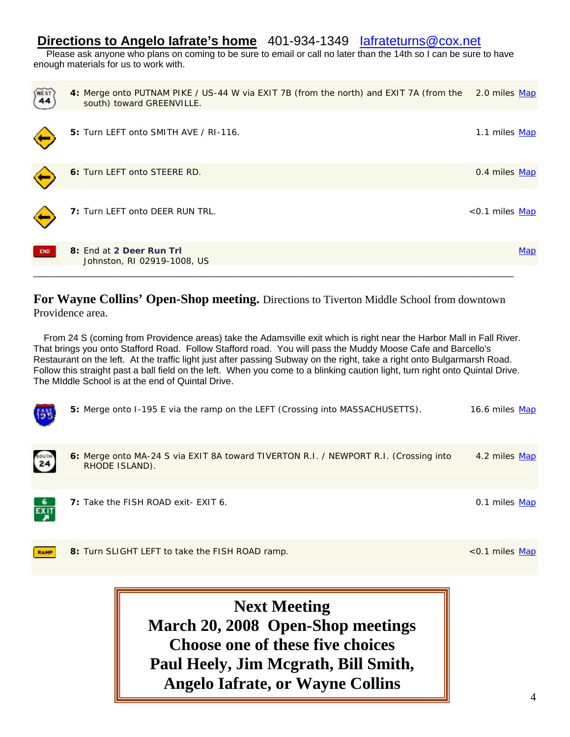## Directions to Angelo Iafrate's home 401-934-1349 Iafrateturns@cox.net

Please ask anyone who plans on coming to be sure to email or call no later than the 14th so I can be sure to have enough materials for us to work with.

| | | | |
|---|---|---|---|
| WEST 44 | **4:** Merge onto PUTNAM PIKE / US-44 W via EXIT 7B (from the north) and EXIT 7A (from the south) toward GREENVILLE. | 2.0 miles | Map |
| | **5:** Turn LEFT onto SMITH AVE / RI-116. | 1.1 miles | Map |
| | **6:** Turn LEFT onto STEERE RD. | 0.4 miles | Map |
| | **7:** Turn LEFT onto DEER RUN TRL. | <0.1 miles | Map |
| END | **8:** End at **2 Deer Run Trl** Johnston, RI 02919-1008, US | | Map |

---

**For Wayne Collins' Open-Shop meeting.** Directions to Tiverton Middle School from downtown Providence area.

From 24 S (coming from Providence areas) take the Adamsville exit which is right near the Harbor Mall in Fall River. That brings you onto Stafford Road. Follow Stafford road. You will pass the Muddy Moose Cafe and Barcello's Restaurant on the left. At the traffic light just after passing Subway on the right, take a right onto Bulgarmarsh Road. Follow this straight past a ball field on the left. When you come to a blinking caution light, turn right onto Quintal Drive. The MIddle School is at the end of Quintal Drive.

| | | | |
|---|---|---|---|
| EAST 195 | **5:** Merge onto I-195 E via the ramp on the LEFT (Crossing into MASSACHUSETTS). | 16.6 miles | Map |
| SOUTH 24 | **6:** Merge onto MA-24 S via EXIT 8A toward TIVERTON R.I. / NEWPORT R.I. (Crossing into RHODE ISLAND). | 4.2 miles | Map |
| 6 EXIT | **7:** Take the FISH ROAD exit- EXIT 6. | 0.1 miles | Map |
| RAMP | **8:** Turn SLIGHT LEFT to take the FISH ROAD ramp. | <0.1 miles | Map |

**Next Meeting**
**March 20, 2008 Open-Shop meetings**
**Choose one of these five choices**
**Paul Heely, Jim Mcgrath, Bill Smith,**
**Angelo Iafrate, or Wayne Collins**